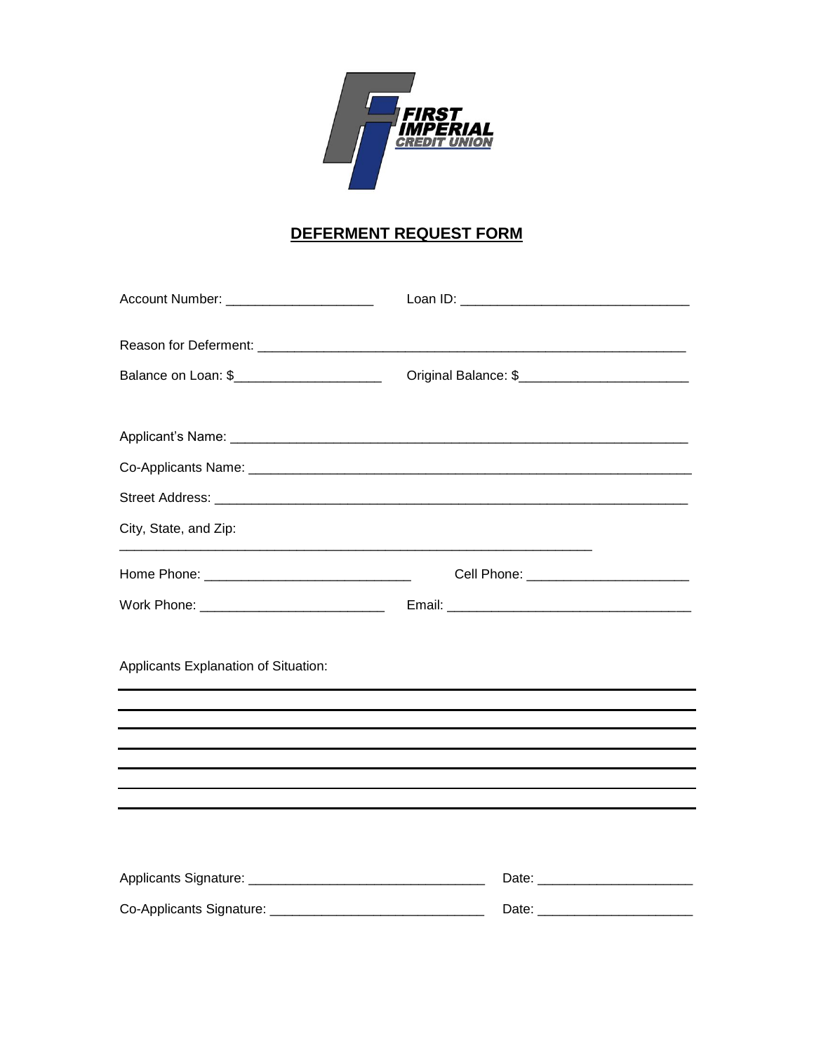FIRST IMPERIAL CREDIT UNION

# DEFERMENT REQUEST FORM

Account Number: ____________________ Loan ID: ______________________________

Reason for Deferment: __________________________________________________________

Balance on Loan: $____________________ Original Balance: $______________________

Applicant's Name: ______________________________________________________________

Co-Applicants Name: ____________________________________________________________

Street Address: ________________________________________________________________

City, State, and Zip:

______________________________________________________________

Home Phone: ____________________________ Cell Phone: _____________________

Work Phone: _________________________ Email: _________________________________

Applicants Explanation of Situation:

______________________________________________________________________________

______________________________________________________________________________

______________________________________________________________________________

______________________________________________________________________________

______________________________________________________________________________

______________________________________________________________________________

______________________________________________________________________________

Applicants Signature: _______________________________ Date: ____________________

Co-Applicants Signature: ____________________________ Date: ____________________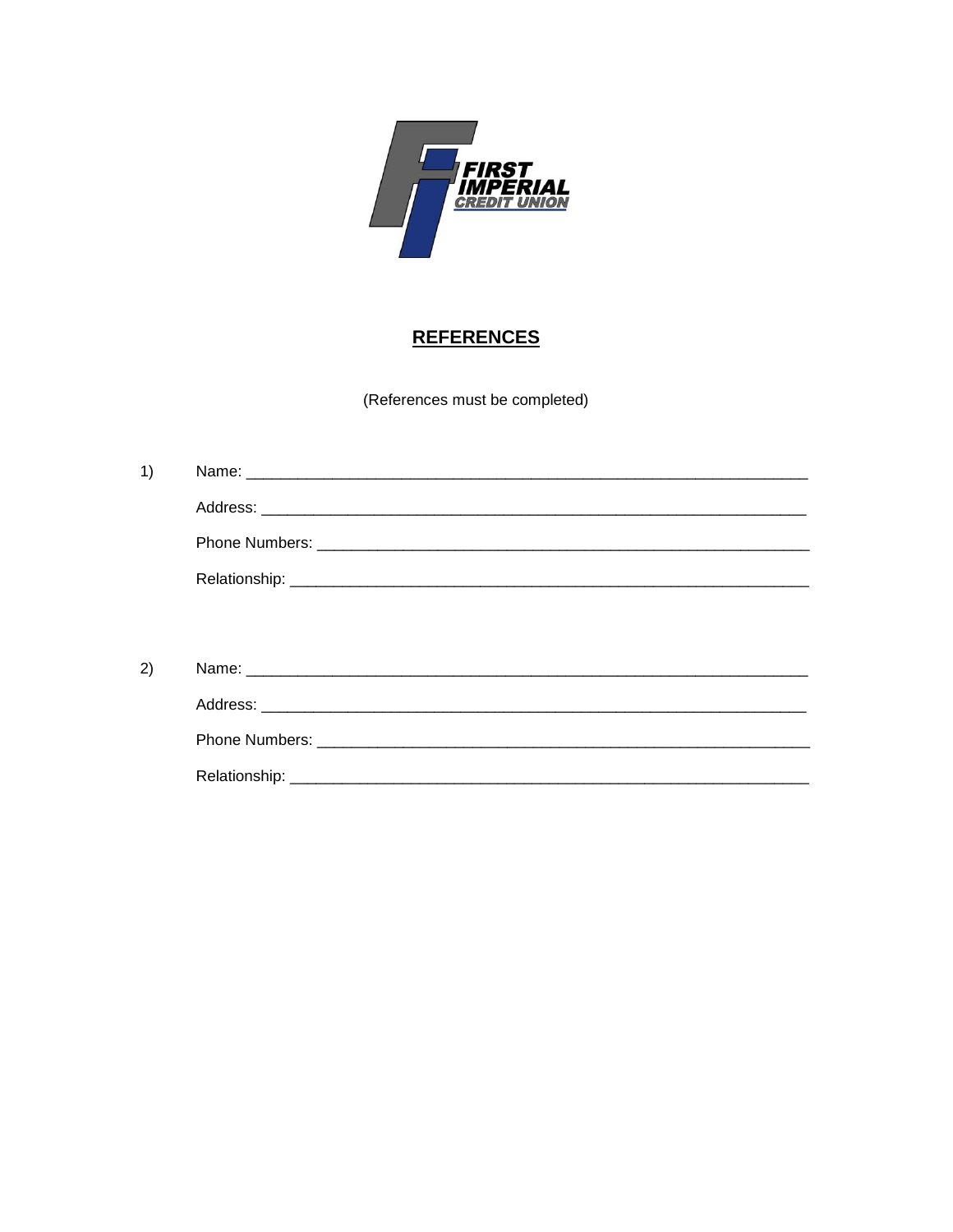FIRST IMPERIAL CREDIT UNION

## REFERENCES

(References must be completed)

1) Name: ___________________________________________________________________

Address: _________________________________________________________________

Phone Numbers: ___________________________________________________________

Relationship: _____________________________________________________________

2) Name: ___________________________________________________________________

Address: _________________________________________________________________

Phone Numbers: ___________________________________________________________

Relationship: _____________________________________________________________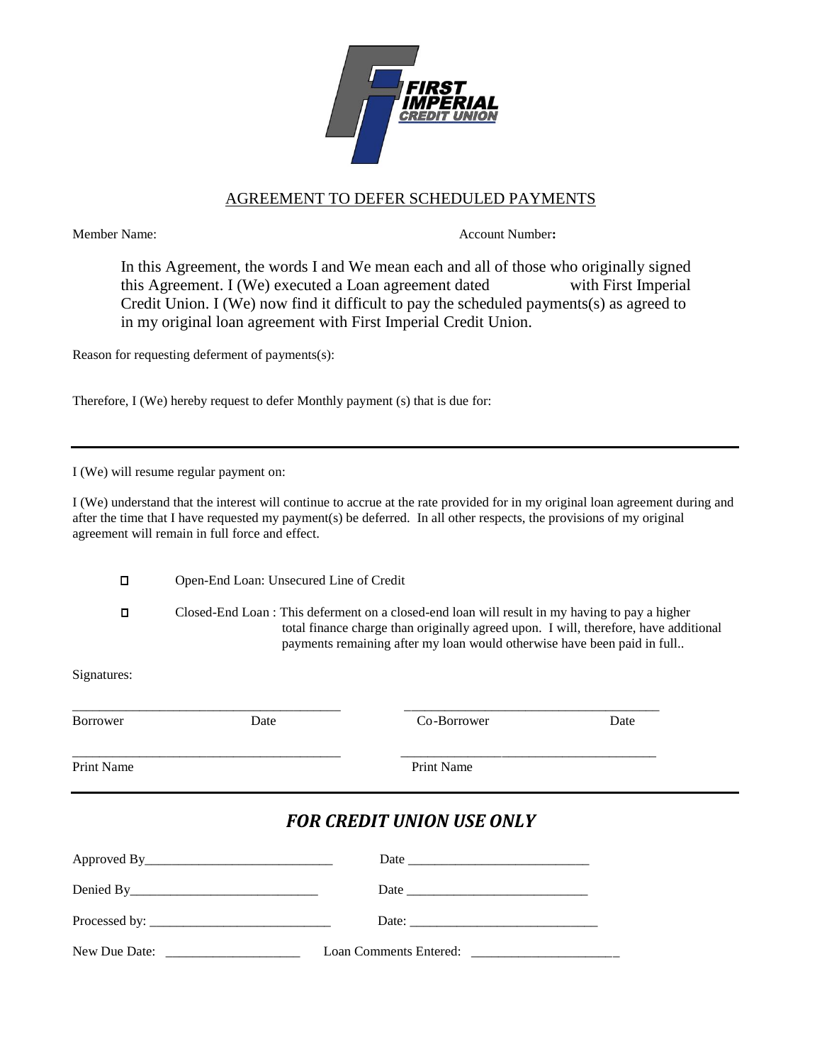FIRST IMPERIAL CREDIT UNION

## AGREEMENT TO DEFER SCHEDULED PAYMENTS

Member Name: Account Number:

In this Agreement, the words I and We mean each and all of those who originally signed this Agreement. I (We) executed a Loan agreement dated with First Imperial Credit Union. I (We) now find it difficult to pay the scheduled payments(s) as agreed to in my original loan agreement with First Imperial Credit Union.

Reason for requesting deferment of payments(s):

Therefore, I (We) hereby request to defer Monthly payment (s) that is due for:

---

I (We) will resume regular payment on:

I (We) understand that the interest will continue to accrue at the rate provided for in my original loan agreement during and after the time that I have requested my payment(s) be deferred. In all other respects, the provisions of my original agreement will remain in full force and effect.

- ☐ Open-End Loan: Unsecured Line of Credit
- ☐ Closed-End Loan : This deferment on a closed-end loan will result in my having to pay a higher total finance charge than originally agreed upon. I will, therefore, have additional payments remaining after my loan would otherwise have been paid in full..

Signatures:

________________________________________ ________________________________________

Borrower Date Co-Borrower Date

________________________________________ ________________________________________

Print Name Print Name

---

## *FOR CREDIT UNION USE ONLY*

Approved By____________________________ Date ___________________________

Denied By____________________________ Date ___________________________

Processed by: ___________________________ Date: ____________________________

New Due Date: ____________________ Loan Comments Entered: ______________________